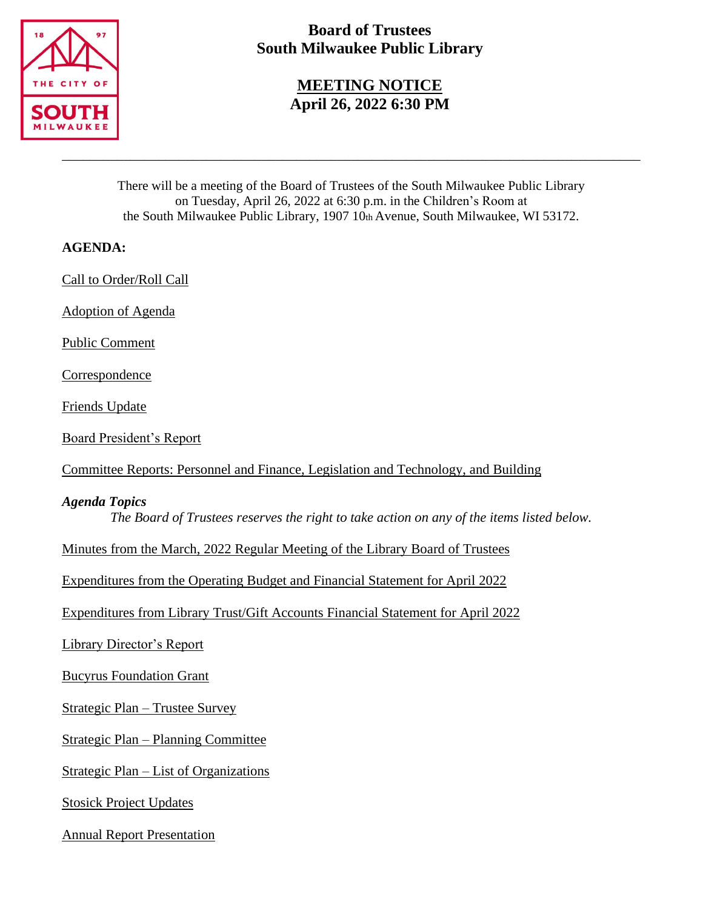# Board of Trustees
# South Milwaukee Public Library

## MEETING NOTICE
## April 26, 2022 6:30 PM

---

There will be a meeting of the Board of Trustees of the South Milwaukee Public Library on Tuesday, April 26, 2022 at 6:30 p.m. in the Children's Room at the South Milwaukee Public Library, 1907 10th Avenue, South Milwaukee, WI 53172.

**AGENDA:**

Call to Order/Roll Call

Adoption of Agenda

Public Comment

Correspondence

Friends Update

Board President's Report

Committee Reports: Personnel and Finance, Legislation and Technology, and Building

***Agenda Topics***

*The Board of Trustees reserves the right to take action on any of the items listed below.*

Minutes from the March, 2022 Regular Meeting of the Library Board of Trustees

Expenditures from the Operating Budget and Financial Statement for April 2022

Expenditures from Library Trust/Gift Accounts Financial Statement for April 2022

Library Director's Report

Bucyrus Foundation Grant

Strategic Plan – Trustee Survey

Strategic Plan – Planning Committee

Strategic Plan – List of Organizations

Stosick Project Updates

Annual Report Presentation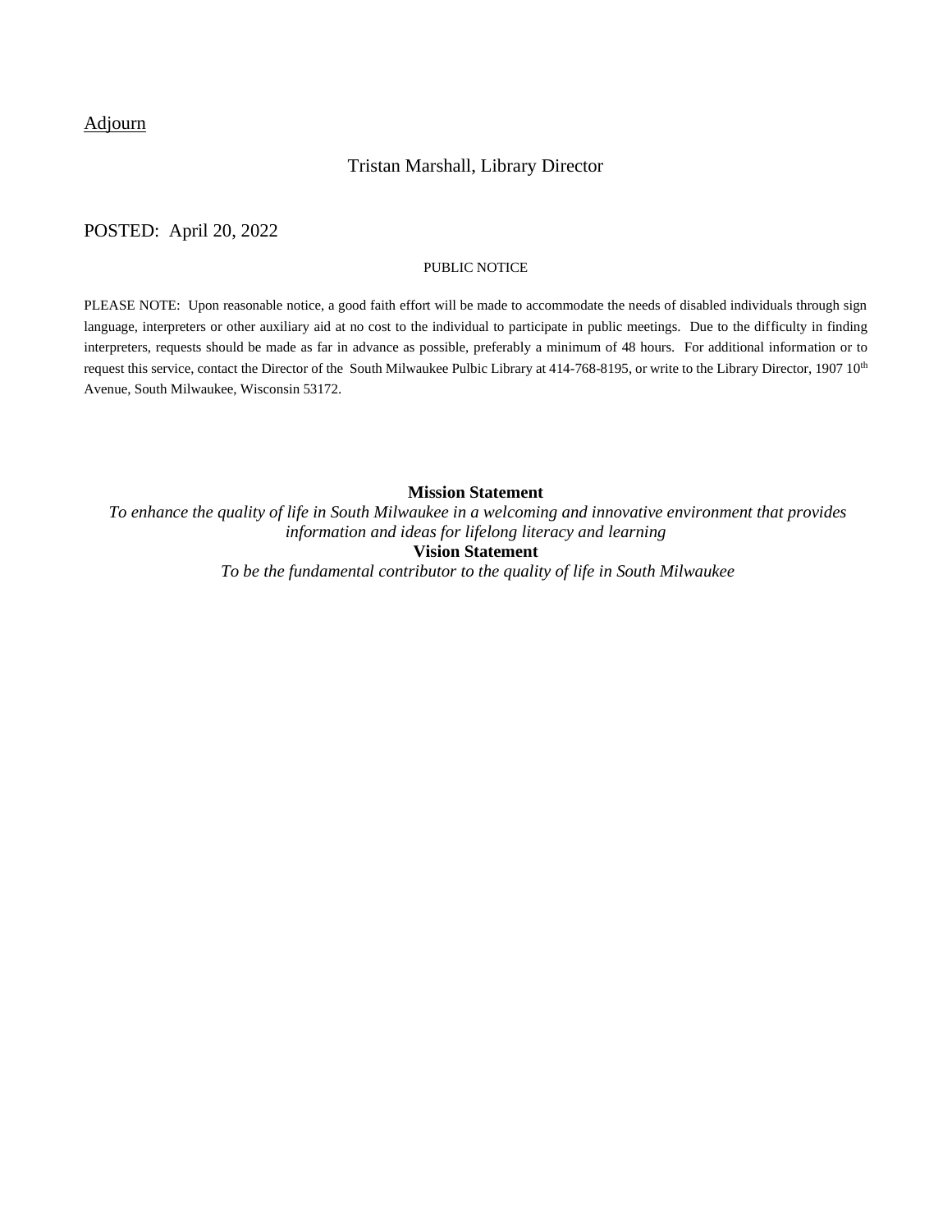<u>Adjourn</u>

Tristan Marshall, Library Director

POSTED: April 20, 2022

PUBLIC NOTICE

PLEASE NOTE: Upon reasonable notice, a good faith effort will be made to accommodate the needs of disabled individuals through sign language, interpreters or other auxiliary aid at no cost to the individual to participate in public meetings. Due to the difficulty in finding interpreters, requests should be made as far in advance as possible, preferably a minimum of 48 hours. For additional information or to request this service, contact the Director of the South Milwaukee Pulbic Library at 414-768-8195, or write to the Library Director, 1907 10th Avenue, South Milwaukee, Wisconsin 53172.

**Mission Statement**

*To enhance the quality of life in South Milwaukee in a welcoming and innovative environment that provides information and ideas for lifelong literacy and learning*

**Vision Statement**

*To be the fundamental contributor to the quality of life in South Milwaukee*